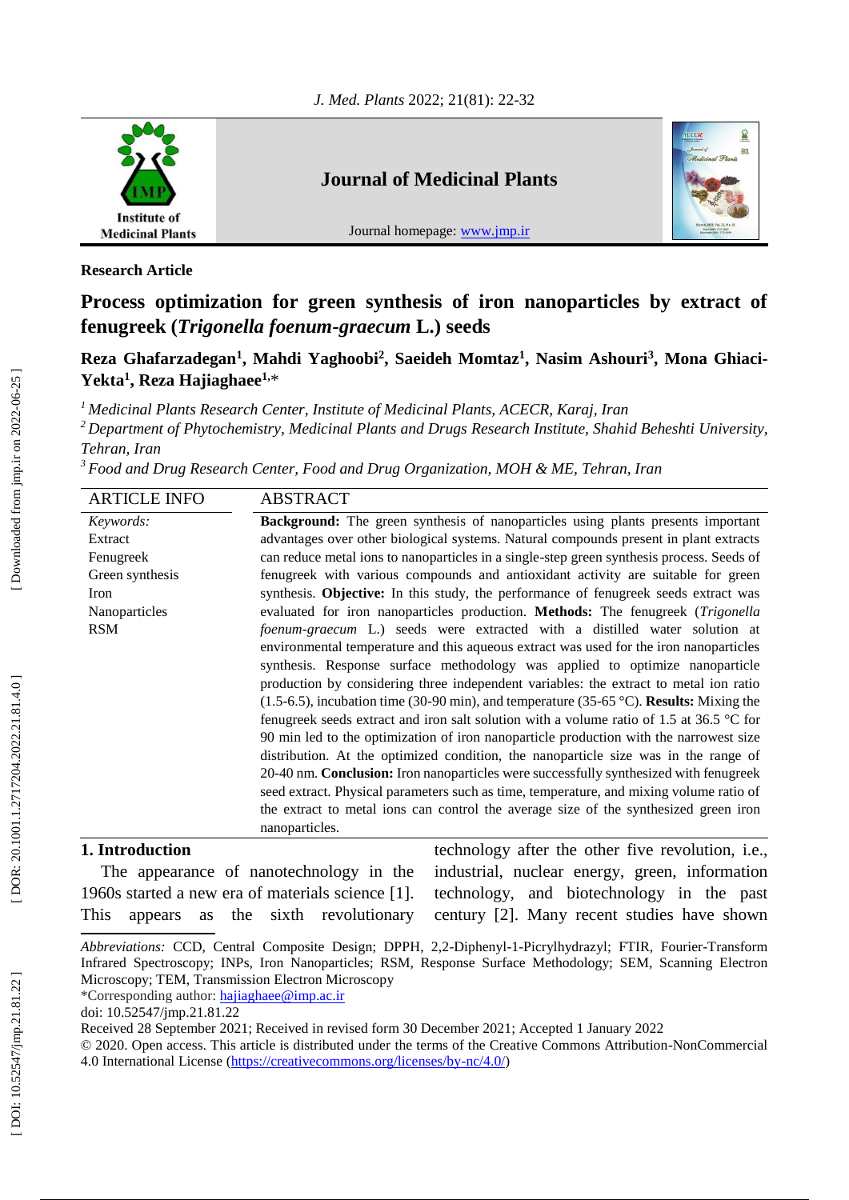Research Article

# Process optimization for green synthesis of iron nanoparticles by extract of fenugreek (*Trigonella foenum-graecum* L.) seeds

**Reza Ghafarzadegan[1], Mahdi Yaghoobi[2], Saeideh Momtaz[1], Nasim Ashouri[3], Mona Ghiaci-Yekta[1], Reza Hajiaghaee[1,]***

[1] *Medicinal Plants Research Center, Institute of Medicinal Plants, ACECR, Karaj, Iran*

[2] *Department of Phytochemistry, Medicinal Plants and Drugs Research Institute, Shahid Beheshti University, Tehran, Iran*

[3] *Food and Drug Research Center, Food and Drug Organization, MOH & ME, Tehran, Iran*

## ARTICLE INFO

*Keywords:*
Extract
Fenugreek
Green synthesis
Iron
Nanoparticles
RSM

## ABSTRACT

**Background:** The green synthesis of nanoparticles using plants presents important advantages over other biological systems. Natural compounds present in plant extracts can reduce metal ions to nanoparticles in a single-step green synthesis process. Seeds of fenugreek with various compounds and antioxidant activity are suitable for green synthesis. **Objective:** In this study, the performance of fenugreek seeds extract was evaluated for iron nanoparticles production. **Methods:** The fenugreek (*Trigonella foenum-graecum* L.) seeds were extracted with a distilled water solution at environmental temperature and this aqueous extract was used for the iron nanoparticles synthesis. Response surface methodology was applied to optimize nanoparticle production by considering three independent variables: the extract to metal ion ratio (1.5-6.5), incubation time (30-90 min), and temperature (35-65 °C). **Results:** Mixing the fenugreek seeds extract and iron salt solution with a volume ratio of 1.5 at 36.5 °C for 90 min led to the optimization of iron nanoparticle production with the narrowest size distribution. At the optimized condition, the nanoparticle size was in the range of 20-40 nm. **Conclusion:** Iron nanoparticles were successfully synthesized with fenugreek seed extract. Physical parameters such as time, temperature, and mixing volume ratio of the extract to metal ions can control the average size of the synthesized green iron nanoparticles.

## 1. Introduction

The appearance of nanotechnology in the 1960s started a new era of materials science [1]. This appears as the sixth revolutionary technology after the other five revolution, i.e., industrial, nuclear energy, green, information technology, and biotechnology in the past century [2]. Many recent studies have shown

*Abbreviations:* CCD, Central Composite Design; DPPH, 2,2-Diphenyl-1-Picrylhydrazyl; FTIR, Fourier-Transform Infrared Spectroscopy; INPs, Iron Nanoparticles; RSM, Response Surface Methodology; SEM, Scanning Electron Microscopy; TEM, Transmission Electron Microscopy

*Corresponding author: hajiaghaee@imp.ac.ir

doi: 10.52547/jmp.21.81.22

Received 28 September 2021; Received in revised form 30 December 2021; Accepted 1 January 2022

© 2020. Open access. This article is distributed under the terms of the Creative Commons Attribution-NonCommercial 4.0 International License (https://creativecommons.org/licenses/by-nc/4.0/)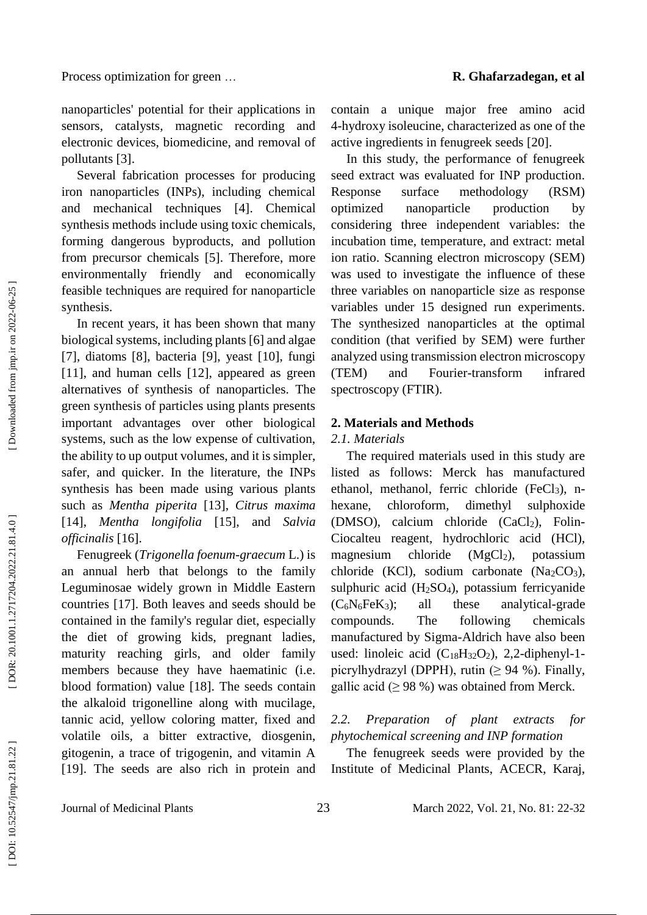nanoparticles' potential for their applications in sensors, catalysts, magnetic recording and electronic devices, biomedicine, and removal of pollutants [3].

Several fabrication processes for producing iron nanoparticles (INPs), including chemical and mechanical techniques [4]. Chemical synthesis methods include using toxic chemicals, forming dangerous byproducts, and pollution from precursor chemicals [5]. Therefore, more environmentally friendly and economically feasible techniques are required for nanoparticle synthesis.

In recent years, it has been shown that many biological systems, including plants [6] and algae [7], diatoms [8], bacteria [9], yeast [10], fungi [11], and human cells [12], appeared as green alternatives of synthesis of nanoparticles. The green synthesis of particles using plants presents important advantages over other biological systems, such as the low expense of cultivation, the ability to up output volumes, and it is simpler, safer, and quicker. In the literature, the INPs synthesis has been made using various plants such as *Mentha piperita* [13], *Citrus maxima* [14], *Mentha longifolia* [15], and *Salvia officinalis* [16].

Fenugreek (*Trigonella foenum-graecum* L.) is an annual herb that belongs to the family Leguminosae widely grown in Middle Eastern countries [17]. Both leaves and seeds should be contained in the family's regular diet, especially the diet of growing kids, pregnant ladies, maturity reaching girls, and older family members because they have haematinic (i.e. blood formation) value [18]. The seeds contain the alkaloid trigonelline along with mucilage, tannic acid, yellow coloring matter, fixed and volatile oils, a bitter extractive, diosgenin, gitogenin, a trace of trigogenin, and vitamin A [19]. The seeds are also rich in protein and contain a unique major free amino acid 4-hydroxy isoleucine, characterized as one of the active ingredients in fenugreek seeds [20].

In this study, the performance of fenugreek seed extract was evaluated for INP production. Response surface methodology (RSM) optimized nanoparticle production by considering three independent variables: the incubation time, temperature, and extract: metal ion ratio. Scanning electron microscopy (SEM) was used to investigate the influence of these three variables on nanoparticle size as response variables under 15 designed run experiments. The synthesized nanoparticles at the optimal condition (that verified by SEM) were further analyzed using transmission electron microscopy (TEM) and Fourier-transform infrared spectroscopy (FTIR).

## 2. Materials and Methods

### *2.1. Materials*

The required materials used in this study are listed as follows: Merck has manufactured ethanol, methanol, ferric chloride ($FeCl_3$), n-hexane, chloroform, dimethyl sulphoxide (DMSO), calcium chloride ($CaCl_2$), Folin-Ciocalteu reagent, hydrochloric acid (HCl), magnesium chloride ($MgCl_2$), potassium chloride (KCl), sodium carbonate ($Na_2CO_3$), sulphuric acid ($H_2SO_4$), potassium ferricyanide ($C_6N_6FeK_3$); all these analytical-grade compounds. The following chemicals manufactured by Sigma-Aldrich have also been used: linoleic acid ($C_{18}H_{32}O_2$), 2,2-diphenyl-1-picrylhydrazyl (DPPH), rutin ($\geq$ 94 %). Finally, gallic acid ($\geq$ 98 %) was obtained from Merck.

### *2.2. Preparation of plant extracts for phytochemical screening and INP formation*

The fenugreek seeds were provided by the Institute of Medicinal Plants, ACECR, Karaj,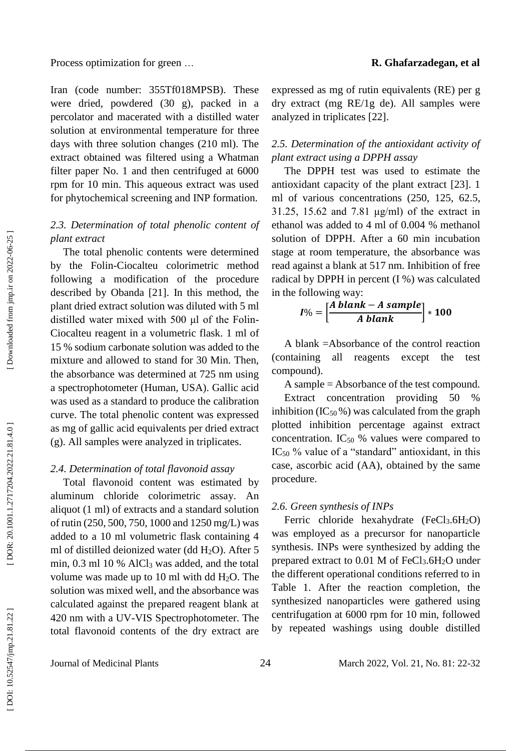Iran (code number: 355Tf018MPSB). These were dried, powdered (30 g), packed in a percolator and macerated with a distilled water solution at environmental temperature for three days with three solution changes (210 ml). The extract obtained was filtered using a Whatman filter paper No. 1 and then centrifuged at 6000 rpm for 10 min. This aqueous extract was used for phytochemical screening and INP formation.

### *2.3. Determination of total phenolic content of plant extract*

The total phenolic contents were determined by the Folin-Ciocalteu colorimetric method following a modification of the procedure described by Obanda [21]. In this method, the plant dried extract solution was diluted with 5 ml distilled water mixed with 500 µl of the Folin-Ciocalteu reagent in a volumetric flask. 1 ml of 15 % sodium carbonate solution was added to the mixture and allowed to stand for 30 Min. Then, the absorbance was determined at 725 nm using a spectrophotometer (Human, USA). Gallic acid was used as a standard to produce the calibration curve. The total phenolic content was expressed as mg of gallic acid equivalents per dried extract (g). All samples were analyzed in triplicates.

### *2.4. Determination of total flavonoid assay*

Total flavonoid content was estimated by aluminum chloride colorimetric assay. An aliquot (1 ml) of extracts and a standard solution of rutin (250, 500, 750, 1000 and 1250 mg/L) was added to a 10 ml volumetric flask containing 4 ml of distilled deionized water (dd $H_2O$). After 5 min, 0.3 ml 10 % $AlCl_3$ was added, and the total volume was made up to 10 ml with dd $H_2O$. The solution was mixed well, and the absorbance was calculated against the prepared reagent blank at 420 nm with a UV-VIS Spectrophotometer. The total flavonoid contents of the dry extract are expressed as mg of rutin equivalents (RE) per g dry extract (mg RE/1g de). All samples were analyzed in triplicates [22].

### *2.5. Determination of the antioxidant activity of plant extract using a DPPH assay*

The DPPH test was used to estimate the antioxidant capacity of the plant extract [23]. 1 ml of various concentrations (250, 125, 62.5, 31.25, 15.62 and 7.81 µg/ml) of the extract in ethanol was added to 4 ml of 0.004 % methanol solution of DPPH. After a 60 min incubation stage at room temperature, the absorbance was read against a blank at 517 nm. Inhibition of free radical by DPPH in percent (I %) was calculated in the following way:

$$\boldsymbol{I}\% = \left[\frac{\boldsymbol{A\ blank} - \boldsymbol{A\ sample}}{\boldsymbol{A\ blank}}\right] * \mathbf{100}$$

A blank =Absorbance of the control reaction (containing all reagents except the test compound).

A sample = Absorbance of the test compound.

Extract concentration providing 50 % inhibition ($IC_{50}$ %) was calculated from the graph plotted inhibition percentage against extract concentration. $IC_{50}$ % values were compared to $IC_{50}$ % value of a "standard" antioxidant, in this case, ascorbic acid (AA), obtained by the same procedure.

### *2.6. Green synthesis of INPs*

Ferric chloride hexahydrate ($FeCl_3.6H_2O$) was employed as a precursor for nanoparticle synthesis. INPs were synthesized by adding the prepared extract to 0.01 M of $FeCl_3.6H_2O$ under the different operational conditions referred to in Table 1. After the reaction completion, the synthesized nanoparticles were gathered using centrifugation at 6000 rpm for 10 min, followed by repeated washings using double distilled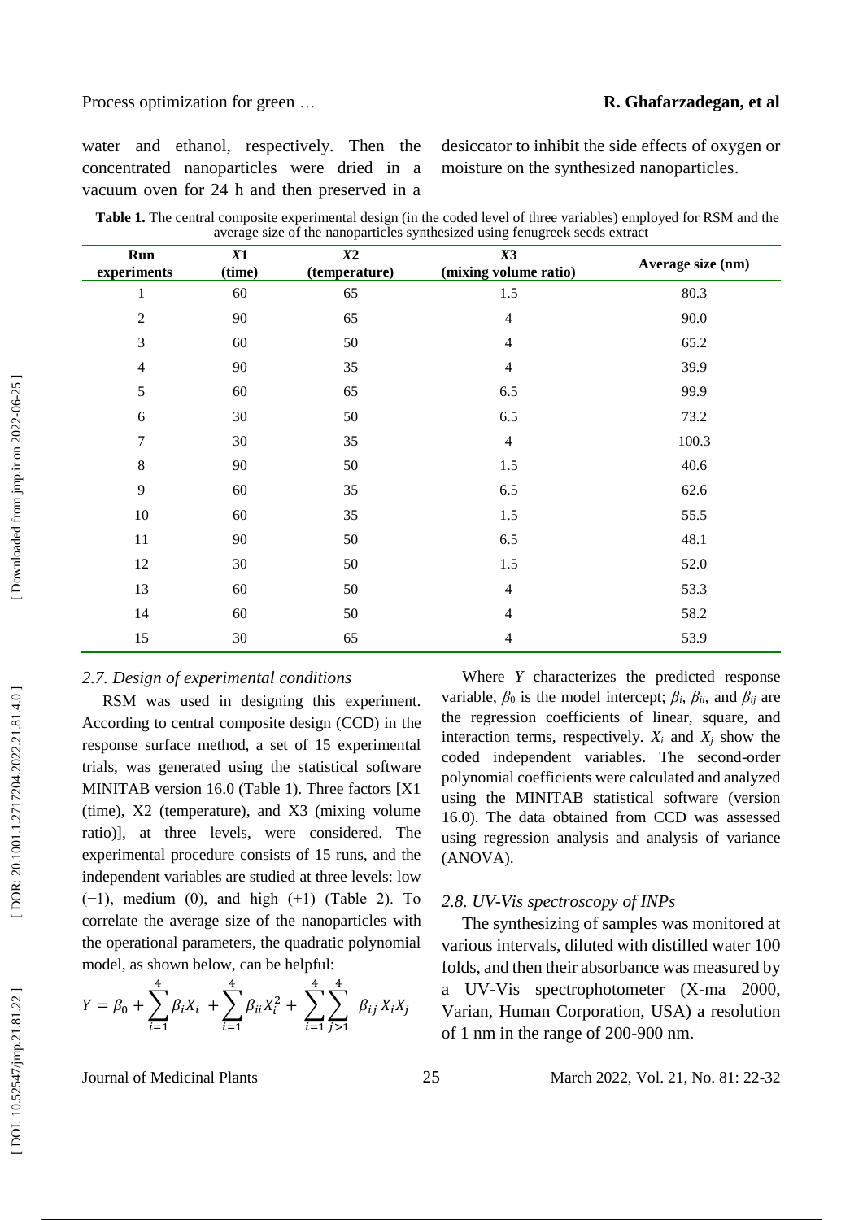water and ethanol, respectively. Then the concentrated nanoparticles were dried in a vacuum oven for 24 h and then preserved in a desiccator to inhibit the side effects of oxygen or moisture on the synthesized nanoparticles.

**Table 1.** The central composite experimental design (in the coded level of three variables) employed for RSM and the average size of the nanoparticles synthesized using fenugreek seeds extract

| Run experiments | *X1* (time) | *X2* (temperature) | *X3* (mixing volume ratio) | Average size (nm) |
|---|---|---|---|---|
| 1 | 60 | 65 | 1.5 | 80.3 |
| 2 | 90 | 65 | 4 | 90.0 |
| 3 | 60 | 50 | 4 | 65.2 |
| 4 | 90 | 35 | 4 | 39.9 |
| 5 | 60 | 65 | 6.5 | 99.9 |
| 6 | 30 | 50 | 6.5 | 73.2 |
| 7 | 30 | 35 | 4 | 100.3 |
| 8 | 90 | 50 | 1.5 | 40.6 |
| 9 | 60 | 35 | 6.5 | 62.6 |
| 10 | 60 | 35 | 1.5 | 55.5 |
| 11 | 90 | 50 | 6.5 | 48.1 |
| 12 | 30 | 50 | 1.5 | 52.0 |
| 13 | 60 | 50 | 4 | 53.3 |
| 14 | 60 | 50 | 4 | 58.2 |
| 15 | 30 | 65 | 4 | 53.9 |

### *2.7. Design of experimental conditions*

RSM was used in designing this experiment. According to central composite design (CCD) in the response surface method, a set of 15 experimental trials, was generated using the statistical software MINITAB version 16.0 (Table 1). Three factors [X1 (time), X2 (temperature), and X3 (mixing volume ratio)], at three levels, were considered. The experimental procedure consists of 15 runs, and the independent variables are studied at three levels: low (−1), medium (0), and high (+1) (Table 2). To correlate the average size of the nanoparticles with the operational parameters, the quadratic polynomial model, as shown below, can be helpful:

$$Y = \beta_0 + \sum_{i=1}^{4} \beta_i X_i + \sum_{i=1}^{4} \beta_{ii} X_i^2 + \sum_{i=1}^{4} \sum_{j>1}^{4} \beta_{ij} X_i X_j$$

Where $Y$ characterizes the predicted response variable, $\beta_0$ is the model intercept; $\beta_i$, $\beta_{ii}$, and $\beta_{ij}$ are the regression coefficients of linear, square, and interaction terms, respectively. $X_i$ and $X_j$ show the coded independent variables. The second-order polynomial coefficients were calculated and analyzed using the MINITAB statistical software (version 16.0). The data obtained from CCD was assessed using regression analysis and analysis of variance (ANOVA).

### *2.8. UV-Vis spectroscopy of INPs*

The synthesizing of samples was monitored at various intervals, diluted with distilled water 100 folds, and then their absorbance was measured by a UV-Vis spectrophotometer (X-ma 2000, Varian, Human Corporation, USA) a resolution of 1 nm in the range of 200-900 nm.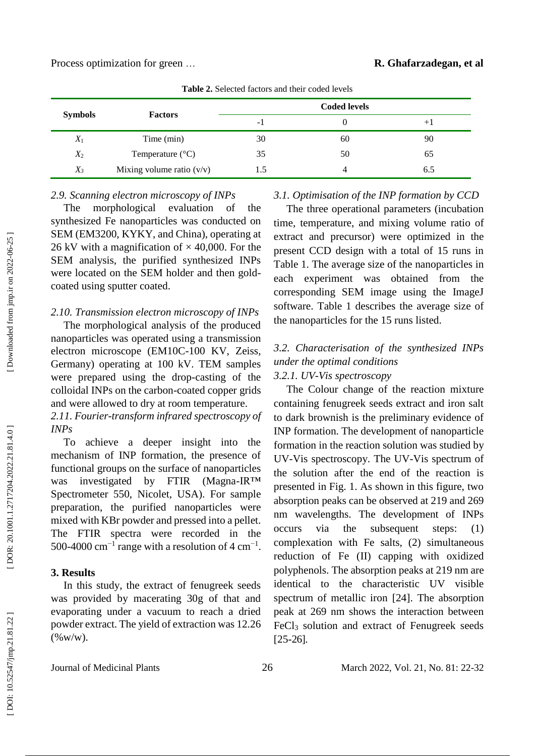**Table 2.** Selected factors and their coded levels

| Symbols | Factors | Coded levels | | |
|---|---|---|---|---|
| | | -1 | 0 | +1 |
| $X_1$ | Time (min) | 30 | 60 | 90 |
| $X_2$ | Temperature (°C) | 35 | 50 | 65 |
| $X_3$ | Mixing volume ratio (v/v) | 1.5 | 4 | 6.5 |

*2.9. Scanning electron microscopy of INPs*

The morphological evaluation of the synthesized Fe nanoparticles was conducted on SEM (EM3200, KYKY, and China), operating at 26 kV with a magnification of × 40,000. For the SEM analysis, the purified synthesized INPs were located on the SEM holder and then gold-coated using sputter coated.

*2.10. Transmission electron microscopy of INPs*

The morphological analysis of the produced nanoparticles was operated using a transmission electron microscope (EM10C-100 KV, Zeiss, Germany) operating at 100 kV. TEM samples were prepared using the drop-casting of the colloidal INPs on the carbon-coated copper grids and were allowed to dry at room temperature.

*2.11. Fourier-transform infrared spectroscopy of INPs*

To achieve a deeper insight into the mechanism of INP formation, the presence of functional groups on the surface of nanoparticles was investigated by FTIR (Magna-IR™ Spectrometer 550, Nicolet, USA). For sample preparation, the purified nanoparticles were mixed with KBr powder and pressed into a pellet. The FTIR spectra were recorded in the 500-4000 $cm^{-1}$ range with a resolution of 4 $cm^{-1}$.

**3. Results**

In this study, the extract of fenugreek seeds was provided by macerating 30g of that and evaporating under a vacuum to reach a dried powder extract. The yield of extraction was 12.26 (%w/w).

*3.1. Optimisation of the INP formation by CCD*

The three operational parameters (incubation time, temperature, and mixing volume ratio of extract and precursor) were optimized in the present CCD design with a total of 15 runs in Table 1. The average size of the nanoparticles in each experiment was obtained from the corresponding SEM image using the ImageJ software. Table 1 describes the average size of the nanoparticles for the 15 runs listed.

*3.2. Characterisation of the synthesized INPs under the optimal conditions*

*3.2.1. UV-Vis spectroscopy*

The Colour change of the reaction mixture containing fenugreek seeds extract and iron salt to dark brownish is the preliminary evidence of INP formation. The development of nanoparticle formation in the reaction solution was studied by UV-Vis spectroscopy. The UV-Vis spectrum of the solution after the end of the reaction is presented in Fig. 1. As shown in this figure, two absorption peaks can be observed at 219 and 269 nm wavelengths. The development of INPs occurs via the subsequent steps: (1) complexation with Fe salts, (2) simultaneous reduction of Fe (II) capping with oxidized polyphenols. The absorption peaks at 219 nm are identical to the characteristic UV visible spectrum of metallic iron [24]. The absorption peak at 269 nm shows the interaction between $FeCl_3$ solution and extract of Fenugreek seeds [25-26].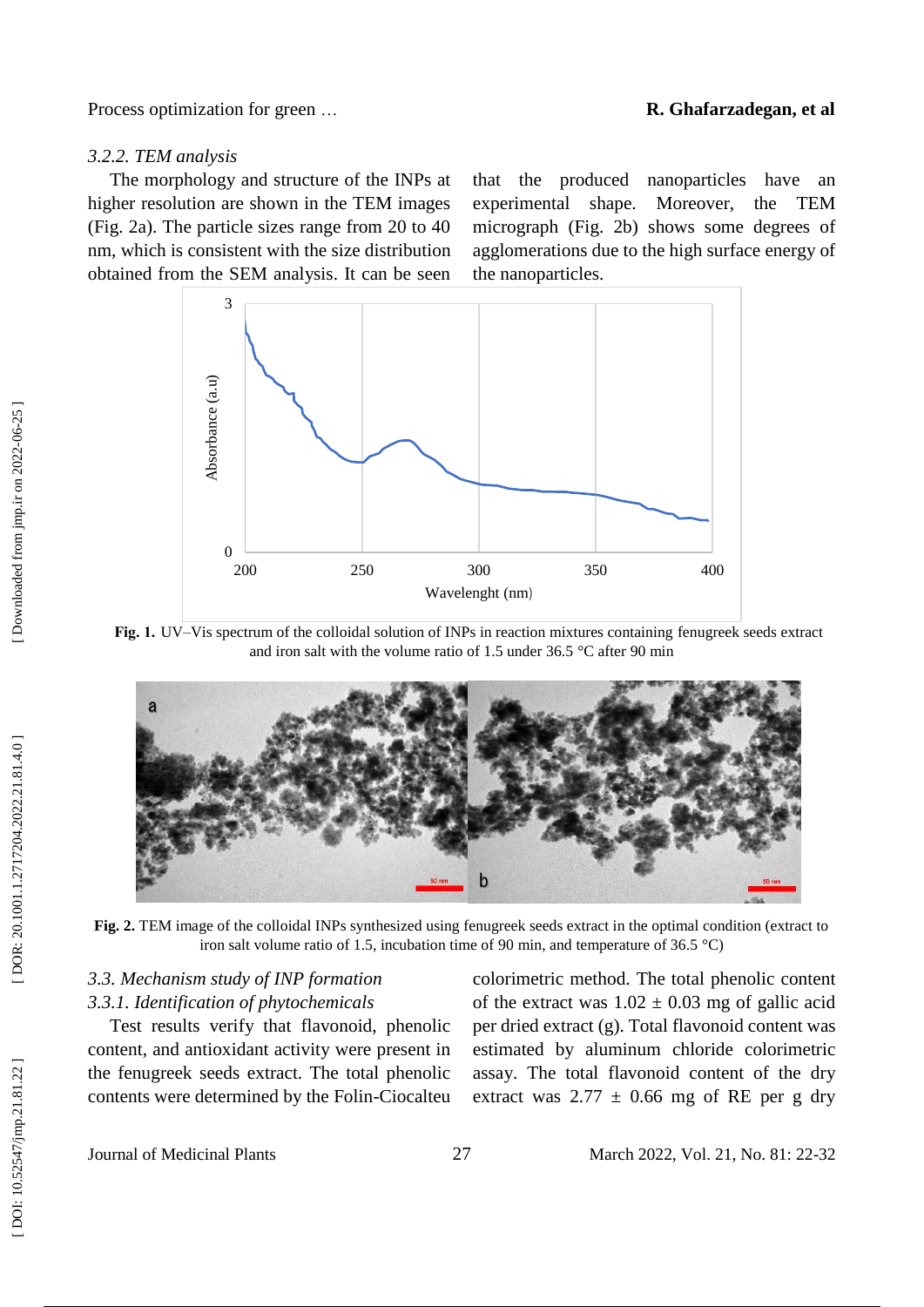### *3.2.2. TEM analysis*

The morphology and structure of the INPs at higher resolution are shown in the TEM images (Fig. 2a). The particle sizes range from 20 to 40 nm, which is consistent with the size distribution obtained from the SEM analysis. It can be seen that the produced nanoparticles have an experimental shape. Moreover, the TEM micrograph (Fig. 2b) shows some degrees of agglomerations due to the high surface energy of the nanoparticles.

**Fig. 1.** UV–Vis spectrum of the colloidal solution of INPs in reaction mixtures containing fenugreek seeds extract and iron salt with the volume ratio of 1.5 under 36.5 °C after 90 min

**Fig. 2.** TEM image of the colloidal INPs synthesized using fenugreek seeds extract in the optimal condition (extract to iron salt volume ratio of 1.5, incubation time of 90 min, and temperature of 36.5 °C)

### *3.3. Mechanism study of INP formation*

### *3.3.1. Identification of phytochemicals*

Test results verify that flavonoid, phenolic content, and antioxidant activity were present in the fenugreek seeds extract. The total phenolic contents were determined by the Folin-Ciocalteu colorimetric method. The total phenolic content of the extract was 1.02 ± 0.03 mg of gallic acid per dried extract (g). Total flavonoid content was estimated by aluminum chloride colorimetric assay. The total flavonoid content of the dry extract was 2.77 ± 0.66 mg of RE per g dry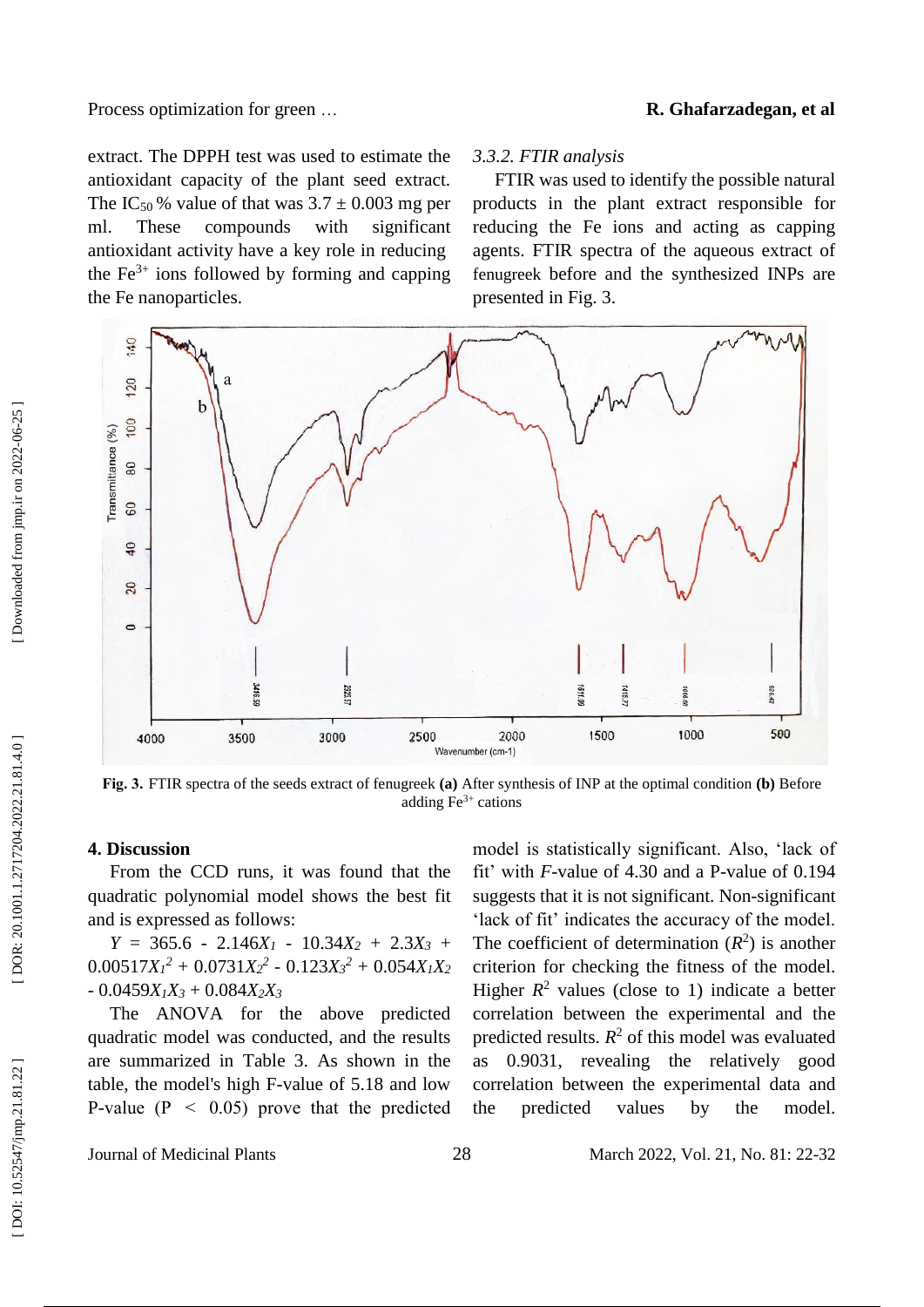extract. The DPPH test was used to estimate the antioxidant capacity of the plant seed extract. The $IC_{50}$ % value of that was 3.7 ± 0.003 mg per ml. These compounds with significant antioxidant activity have a key role in reducing the $Fe^{3+}$ ions followed by forming and capping the Fe nanoparticles.

### 3.3.2. FTIR analysis

FTIR was used to identify the possible natural products in the plant extract responsible for reducing the Fe ions and acting as capping agents. FTIR spectra of the aqueous extract of fenugreek before and the synthesized INPs are presented in Fig. 3.

**Fig. 3.** FTIR spectra of the seeds extract of fenugreek **(a)** After synthesis of INP at the optimal condition **(b)** Before adding $Fe^{3+}$ cations

## 4. Discussion

From the CCD runs, it was found that the quadratic polynomial model shows the best fit and is expressed as follows:

$$Y = 365.6 - 2.146X_1 - 10.34X_2 + 2.3X_3 + 0.00517X_1^2 + 0.0731X_2^2 - 0.123X_3^2 + 0.054X_1X_2 - 0.0459X_1X_3 + 0.084X_2X_3$$

The ANOVA for the above predicted quadratic model was conducted, and the results are summarized in Table 3. As shown in the table, the model's high F-value of 5.18 and low P-value ($P < 0.05$) prove that the predicted model is statistically significant. Also, 'lack of fit' with *F*-value of 4.30 and a P-value of 0.194 suggests that it is not significant. Non-significant 'lack of fit' indicates the accuracy of the model. The coefficient of determination ($R^2$) is another criterion for checking the fitness of the model. Higher $R^2$ values (close to 1) indicate a better correlation between the experimental and the predicted results. $R^2$ of this model was evaluated as 0.9031, revealing the relatively good correlation between the experimental data and the predicted values by the model.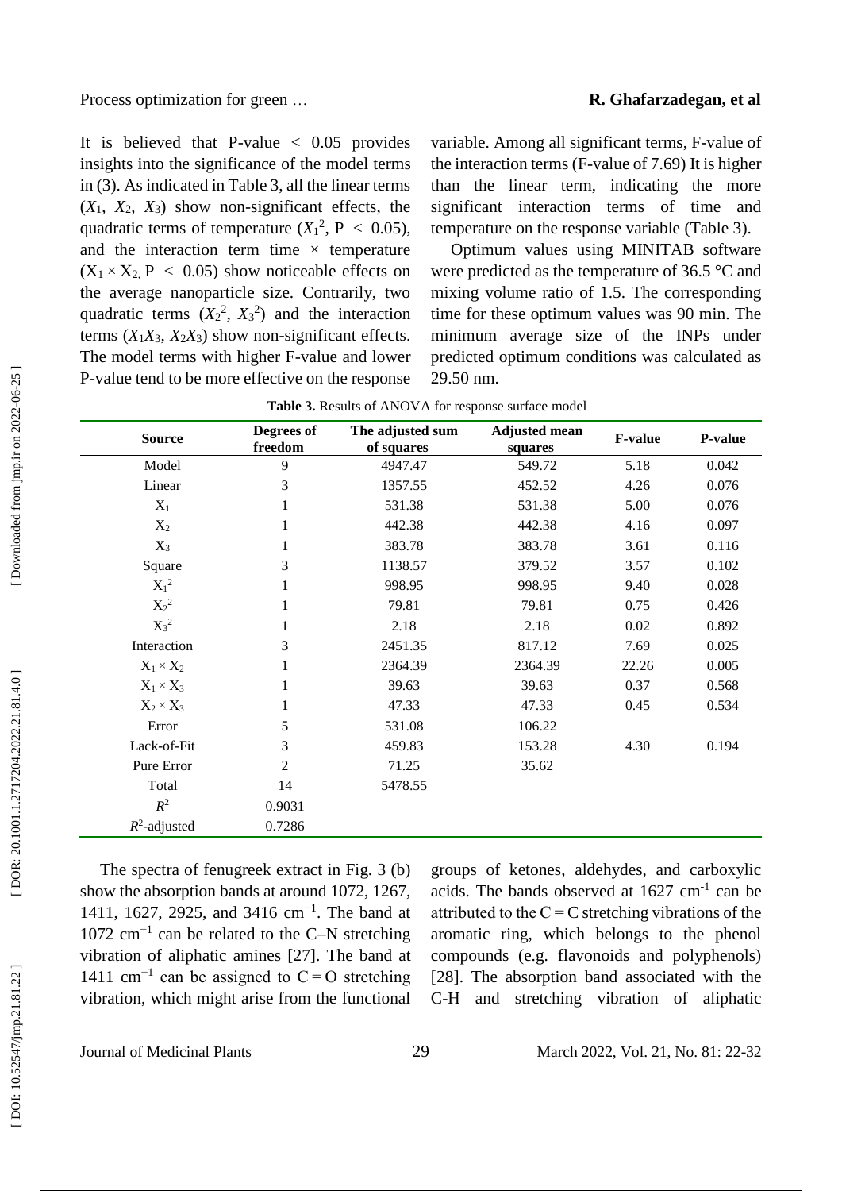It is believed that P-value < 0.05 provides insights into the significance of the model terms in (3). As indicated in Table 3, all the linear terms ($X_1$, $X_2$, $X_3$) show non-significant effects, the quadratic terms of temperature ($X_1^2$, $P < 0.05$), and the interaction term time × temperature ($X_1 \times X_2$, $P < 0.05$) show noticeable effects on the average nanoparticle size. Contrarily, two quadratic terms ($X_2^2$, $X_3^2$) and the interaction terms ($X_1X_3$, $X_2X_3$) show non-significant effects. The model terms with higher F-value and lower P-value tend to be more effective on the response variable. Among all significant terms, F-value of the interaction terms (F-value of 7.69) It is higher than the linear term, indicating the more significant interaction terms of time and temperature on the response variable (Table 3).

Optimum values using MINITAB software were predicted as the temperature of 36.5 °C and mixing volume ratio of 1.5. The corresponding time for these optimum values was 90 min. The minimum average size of the INPs under predicted optimum conditions was calculated as 29.50 nm.

**Table 3.** Results of ANOVA for response surface model

| Source | Degrees of freedom | The adjusted sum of squares | Adjusted mean squares | F-value | P-value |
|---|---|---|---|---|---|
| Model | 9 | 4947.47 | 549.72 | 5.18 | 0.042 |
| Linear | 3 | 1357.55 | 452.52 | 4.26 | 0.076 |
| $X_1$ | 1 | 531.38 | 531.38 | 5.00 | 0.076 |
| $X_2$ | 1 | 442.38 | 442.38 | 4.16 | 0.097 |
| $X_3$ | 1 | 383.78 | 383.78 | 3.61 | 0.116 |
| Square | 3 | 1138.57 | 379.52 | 3.57 | 0.102 |
| $X_1^2$ | 1 | 998.95 | 998.95 | 9.40 | 0.028 |
| $X_2^2$ | 1 | 79.81 | 79.81 | 0.75 | 0.426 |
| $X_3^2$ | 1 | 2.18 | 2.18 | 0.02 | 0.892 |
| Interaction | 3 | 2451.35 | 817.12 | 7.69 | 0.025 |
| $X_1 \times X_2$ | 1 | 2364.39 | 2364.39 | 22.26 | 0.005 |
| $X_1 \times X_3$ | 1 | 39.63 | 39.63 | 0.37 | 0.568 |
| $X_2 \times X_3$ | 1 | 47.33 | 47.33 | 0.45 | 0.534 |
| Error | 5 | 531.08 | 106.22 | | |
| Lack-of-Fit | 3 | 459.83 | 153.28 | 4.30 | 0.194 |
| Pure Error | 2 | 71.25 | 35.62 | | |
| Total | 14 | 5478.55 | | | |
| $R^2$ | 0.9031 | | | | |
| $R^2$-adjusted | 0.7286 | | | | |

The spectra of fenugreek extract in Fig. 3 (b) show the absorption bands at around 1072, 1267, 1411, 1627, 2925, and 3416 cm$^{-1}$. The band at 1072 cm$^{-1}$ can be related to the C–N stretching vibration of aliphatic amines [27]. The band at 1411 cm$^{-1}$ can be assigned to C = O stretching vibration, which might arise from the functional groups of ketones, aldehydes, and carboxylic acids. The bands observed at 1627 cm$^{-1}$ can be attributed to the C = C stretching vibrations of the aromatic ring, which belongs to the phenol compounds (e.g. flavonoids and polyphenols) [28]. The absorption band associated with the C-H and stretching vibration of aliphatic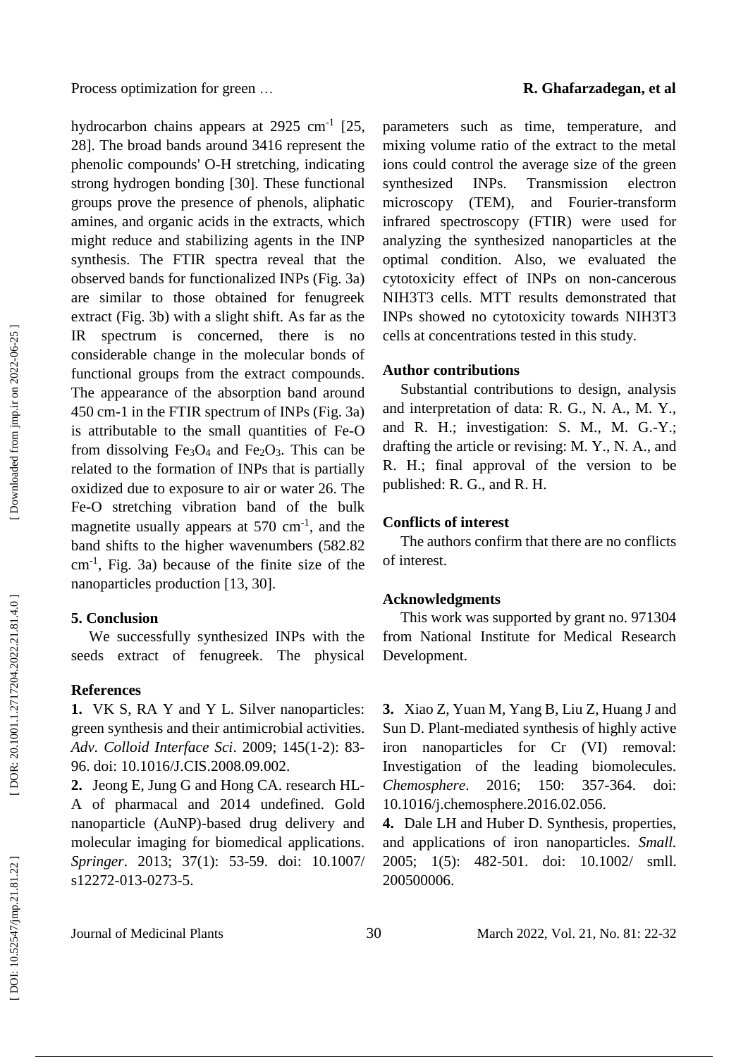hydrocarbon chains appears at 2925 $cm^{-1}$ [25, 28]. The broad bands around 3416 represent the phenolic compounds' O-H stretching, indicating strong hydrogen bonding [30]. These functional groups prove the presence of phenols, aliphatic amines, and organic acids in the extracts, which might reduce and stabilizing agents in the INP synthesis. The FTIR spectra reveal that the observed bands for functionalized INPs (Fig. 3a) are similar to those obtained for fenugreek extract (Fig. 3b) with a slight shift. As far as the IR spectrum is concerned, there is no considerable change in the molecular bonds of functional groups from the extract compounds. The appearance of the absorption band around 450 cm-1 in the FTIR spectrum of INPs (Fig. 3a) is attributable to the small quantities of Fe-O from dissolving $Fe_3O_4$ and $Fe_2O_3$. This can be related to the formation of INPs that is partially oxidized due to exposure to air or water 26. The Fe-O stretching vibration band of the bulk magnetite usually appears at 570 $cm^{-1}$, and the band shifts to the higher wavenumbers (582.82 $cm^{-1}$, Fig. 3a) because of the finite size of the nanoparticles production [13, 30].

## 5. Conclusion

We successfully synthesized INPs with the seeds extract of fenugreek. The physical parameters such as time, temperature, and mixing volume ratio of the extract to the metal ions could control the average size of the green synthesized INPs. Transmission electron microscopy (TEM), and Fourier-transform infrared spectroscopy (FTIR) were used for analyzing the synthesized nanoparticles at the optimal condition. Also, we evaluated the cytotoxicity effect of INPs on non-cancerous NIH3T3 cells. MTT results demonstrated that INPs showed no cytotoxicity towards NIH3T3 cells at concentrations tested in this study.

### Author contributions

Substantial contributions to design, analysis and interpretation of data: R. G., N. A., M. Y., and R. H.; investigation: S. M., M. G.-Y.; drafting the article or revising: M. Y., N. A., and R. H.; final approval of the version to be published: R. G., and R. H.

### Conflicts of interest

The authors confirm that there are no conflicts of interest.

### Acknowledgments

This work was supported by grant no. 971304 from National Institute for Medical Research Development.

### References

**1.** VK S, RA Y and Y L. Silver nanoparticles: green synthesis and their antimicrobial activities. *Adv. Colloid Interface Sci*. 2009; 145(1-2): 83-96. doi: 10.1016/J.CIS.2008.09.002.

**2.** Jeong E, Jung G and Hong CA. research HL-A of pharmacal and 2014 undefined. Gold nanoparticle (AuNP)-based drug delivery and molecular imaging for biomedical applications. *Springer*. 2013; 37(1): 53-59. doi: 10.1007/ s12272-013-0273-5.

**3.** Xiao Z, Yuan M, Yang B, Liu Z, Huang J and Sun D. Plant-mediated synthesis of highly active iron nanoparticles for Cr (VI) removal: Investigation of the leading biomolecules. *Chemosphere*. 2016; 150: 357-364. doi: 10.1016/j.chemosphere.2016.02.056.

**4.** Dale LH and Huber D. Synthesis, properties, and applications of iron nanoparticles. *Small.* 2005; 1(5): 482-501. doi: 10.1002/ smll. 200500006.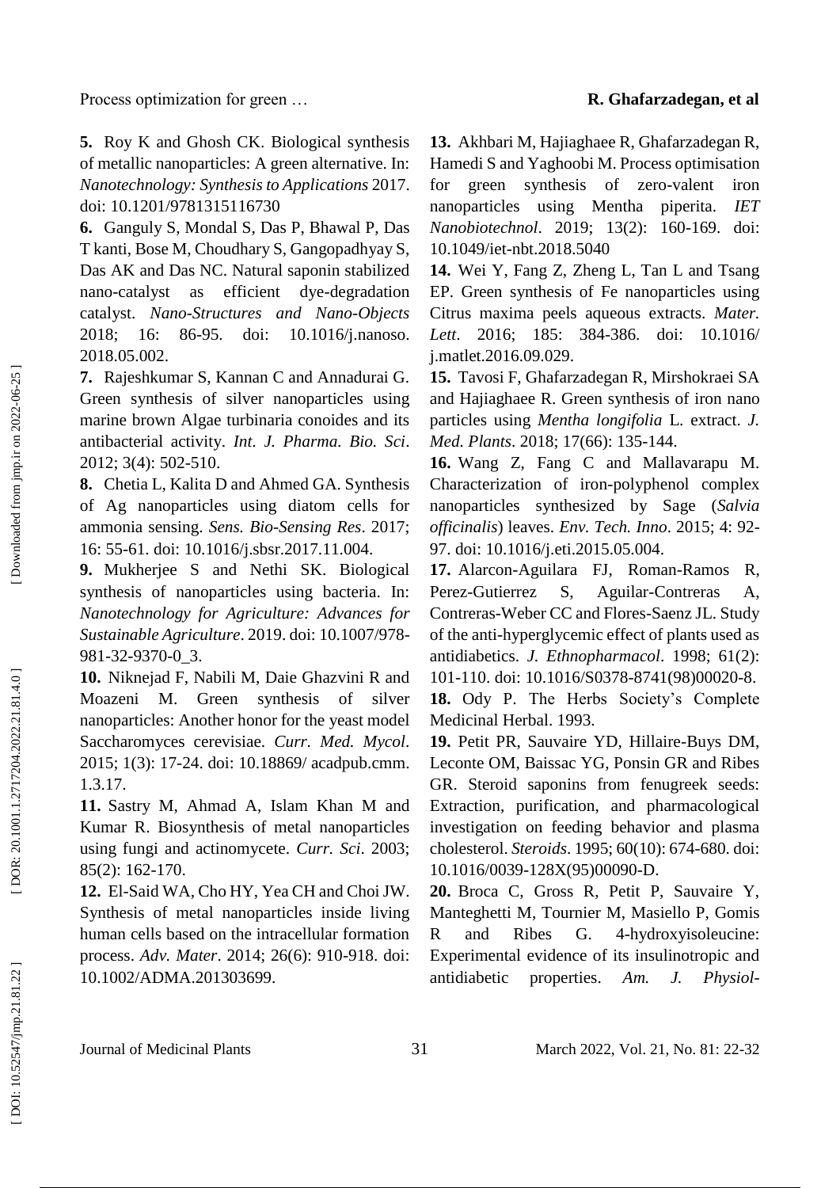**5.** Roy K and Ghosh CK. Biological synthesis of metallic nanoparticles: A green alternative. In: *Nanotechnology: Synthesis to Applications* 2017. doi: 10.1201/9781315116730

**6.** Ganguly S, Mondal S, Das P, Bhawal P, Das T kanti, Bose M, Choudhary S, Gangopadhyay S, Das AK and Das NC. Natural saponin stabilized nano-catalyst as efficient dye-degradation catalyst. *Nano-Structures and Nano-Objects* 2018; 16: 86-95. doi: 10.1016/j.nanoso. 2018.05.002.

**7.** Rajeshkumar S, Kannan C and Annadurai G. Green synthesis of silver nanoparticles using marine brown Algae turbinaria conoides and its antibacterial activity. *Int. J. Pharma. Bio. Sci*. 2012; 3(4): 502-510.

**8.** Chetia L, Kalita D and Ahmed GA. Synthesis of Ag nanoparticles using diatom cells for ammonia sensing. *Sens. Bio-Sensing Res*. 2017; 16: 55-61. doi: 10.1016/j.sbsr.2017.11.004.

**9.** Mukherjee S and Nethi SK. Biological synthesis of nanoparticles using bacteria. In: *Nanotechnology for Agriculture: Advances for Sustainable Agriculture*. 2019. doi: 10.1007/978-981-32-9370-0_3.

**10.** Niknejad F, Nabili M, Daie Ghazvini R and Moazeni M. Green synthesis of silver nanoparticles: Another honor for the yeast model Saccharomyces cerevisiae. *Curr. Med. Mycol*. 2015; 1(3): 17-24. doi: 10.18869/ acadpub.cmm. 1.3.17.

**11.** Sastry M, Ahmad A, Islam Khan M and Kumar R. Biosynthesis of metal nanoparticles using fungi and actinomycete. *Curr. Sci*. 2003; 85(2): 162-170.

**12.** El-Said WA, Cho HY, Yea CH and Choi JW. Synthesis of metal nanoparticles inside living human cells based on the intracellular formation process. *Adv. Mater*. 2014; 26(6): 910-918. doi: 10.1002/ADMA.201303699.

**13.** Akhbari M, Hajiaghaee R, Ghafarzadegan R, Hamedi S and Yaghoobi M. Process optimisation for green synthesis of zero-valent iron nanoparticles using Mentha piperita. *IET Nanobiotechnol*. 2019; 13(2): 160-169. doi: 10.1049/iet-nbt.2018.5040

**14.** Wei Y, Fang Z, Zheng L, Tan L and Tsang EP. Green synthesis of Fe nanoparticles using Citrus maxima peels aqueous extracts. *Mater. Lett*. 2016; 185: 384-386. doi: 10.1016/ j.matlet.2016.09.029.

**15.** Tavosi F, Ghafarzadegan R, Mirshokraei SA and Hajiaghaee R. Green synthesis of iron nano particles using *Mentha longifolia* L. extract. *J. Med. Plants*. 2018; 17(66): 135-144.

**16.** Wang Z, Fang C and Mallavarapu M. Characterization of iron-polyphenol complex nanoparticles synthesized by Sage (*Salvia officinalis*) leaves. *Env. Tech. Inno*. 2015; 4: 92-97. doi: 10.1016/j.eti.2015.05.004.

**17.** Alarcon-Aguilara FJ, Roman-Ramos R, Perez-Gutierrez S, Aguilar-Contreras A, Contreras-Weber CC and Flores-Saenz JL. Study of the anti-hyperglycemic effect of plants used as antidiabetics. *J. Ethnopharmacol*. 1998; 61(2): 101-110. doi: 10.1016/S0378-8741(98)00020-8.

**18.** Ody P. The Herbs Society's Complete Medicinal Herbal. 1993.

**19.** Petit PR, Sauvaire YD, Hillaire-Buys DM, Leconte OM, Baissac YG, Ponsin GR and Ribes GR. Steroid saponins from fenugreek seeds: Extraction, purification, and pharmacological investigation on feeding behavior and plasma cholesterol. *Steroids*. 1995; 60(10): 674-680. doi: 10.1016/0039-128X(95)00090-D.

**20.** Broca C, Gross R, Petit P, Sauvaire Y, Manteghetti M, Tournier M, Masiello P, Gomis R and Ribes G. 4-hydroxyisoleucine: Experimental evidence of its insulinotropic and antidiabetic properties. *Am. J. Physiol-*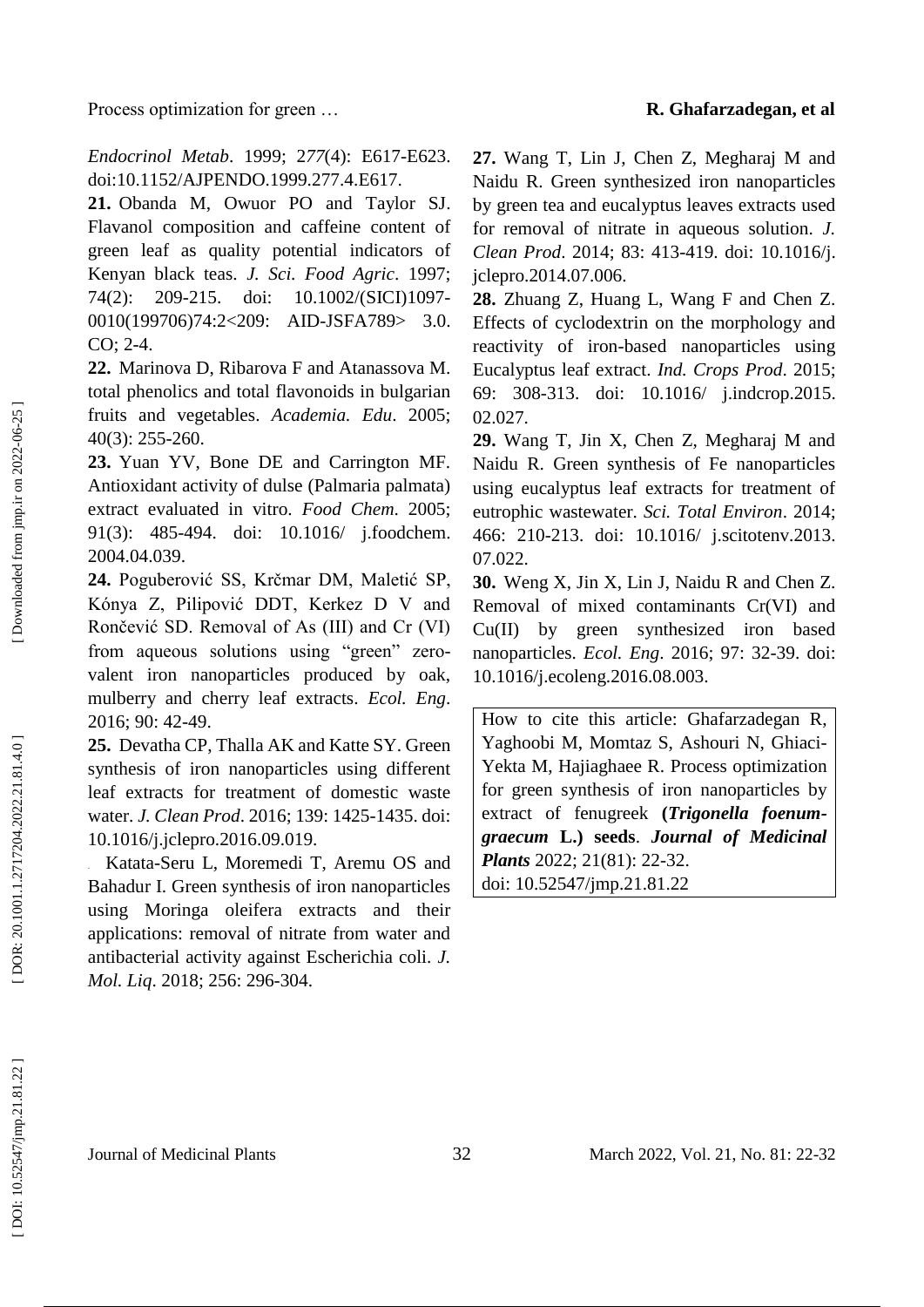*Endocrinol Metab*. 1999; 277(4): E617-E623. doi:10.1152/AJPENDO.1999.277.4.E617.

**21.** Obanda M, Owuor PO and Taylor SJ. Flavanol composition and caffeine content of green leaf as quality potential indicators of Kenyan black teas. *J. Sci. Food Agric*. 1997; 74(2): 209-215. doi: 10.1002/(SICI)1097-0010(199706)74:2<209: AID-JSFA789> 3.0. CO; 2-4.

**22.** Marinova D, Ribarova F and Atanassova M. total phenolics and total flavonoids in bulgarian fruits and vegetables. *Academia. Edu*. 2005; 40(3): 255-260.

**23.** Yuan YV, Bone DE and Carrington MF. Antioxidant activity of dulse (Palmaria palmata) extract evaluated in vitro. *Food Chem*. 2005; 91(3): 485-494. doi: 10.1016/ j.foodchem. 2004.04.039.

**24.** Poguberović SS, Krčmar DM, Maletić SP, Kónya Z, Pilipović DDT, Kerkez D V and Rončević SD. Removal of As (III) and Cr (VI) from aqueous solutions using "green" zero-valent iron nanoparticles produced by oak, mulberry and cherry leaf extracts. *Ecol. Eng*. 2016; 90: 42-49.

**25.** Devatha CP, Thalla AK and Katte SY. Green synthesis of iron nanoparticles using different leaf extracts for treatment of domestic waste water. *J. Clean Prod*. 2016; 139: 1425-1435. doi: 10.1016/j.jclepro.2016.09.019.

. Katata-Seru L, Moremedi T, Aremu OS and Bahadur I. Green synthesis of iron nanoparticles using Moringa oleifera extracts and their applications: removal of nitrate from water and antibacterial activity against Escherichia coli. *J. Mol. Liq*. 2018; 256: 296-304.

**27.** Wang T, Lin J, Chen Z, Megharaj M and Naidu R. Green synthesized iron nanoparticles by green tea and eucalyptus leaves extracts used for removal of nitrate in aqueous solution. *J. Clean Prod*. 2014; 83: 413-419. doi: 10.1016/j. jclepro.2014.07.006.

**28.** Zhuang Z, Huang L, Wang F and Chen Z. Effects of cyclodextrin on the morphology and reactivity of iron-based nanoparticles using Eucalyptus leaf extract. *Ind. Crops Prod*. 2015; 69: 308-313. doi: 10.1016/ j.indcrop.2015. 02.027.

**29.** Wang T, Jin X, Chen Z, Megharaj M and Naidu R. Green synthesis of Fe nanoparticles using eucalyptus leaf extracts for treatment of eutrophic wastewater. *Sci. Total Environ*. 2014; 466: 210-213. doi: 10.1016/ j.scitotenv.2013. 07.022.

**30.** Weng X, Jin X, Lin J, Naidu R and Chen Z. Removal of mixed contaminants Cr(VI) and Cu(II) by green synthesized iron based nanoparticles. *Ecol. Eng*. 2016; 97: 32-39. doi: 10.1016/j.ecoleng.2016.08.003.

How to cite this article: Ghafarzadegan R, Yaghoobi M, Momtaz S, Ashouri N, Ghiaci-Yekta M, Hajiaghaee R. Process optimization for green synthesis of iron nanoparticles by extract of fenugreek **(*Trigonella foenum-graecum* L.) seeds**. ***Journal of Medicinal Plants*** 2022; 21(81): 22-32.
doi: 10.52547/jmp.21.81.22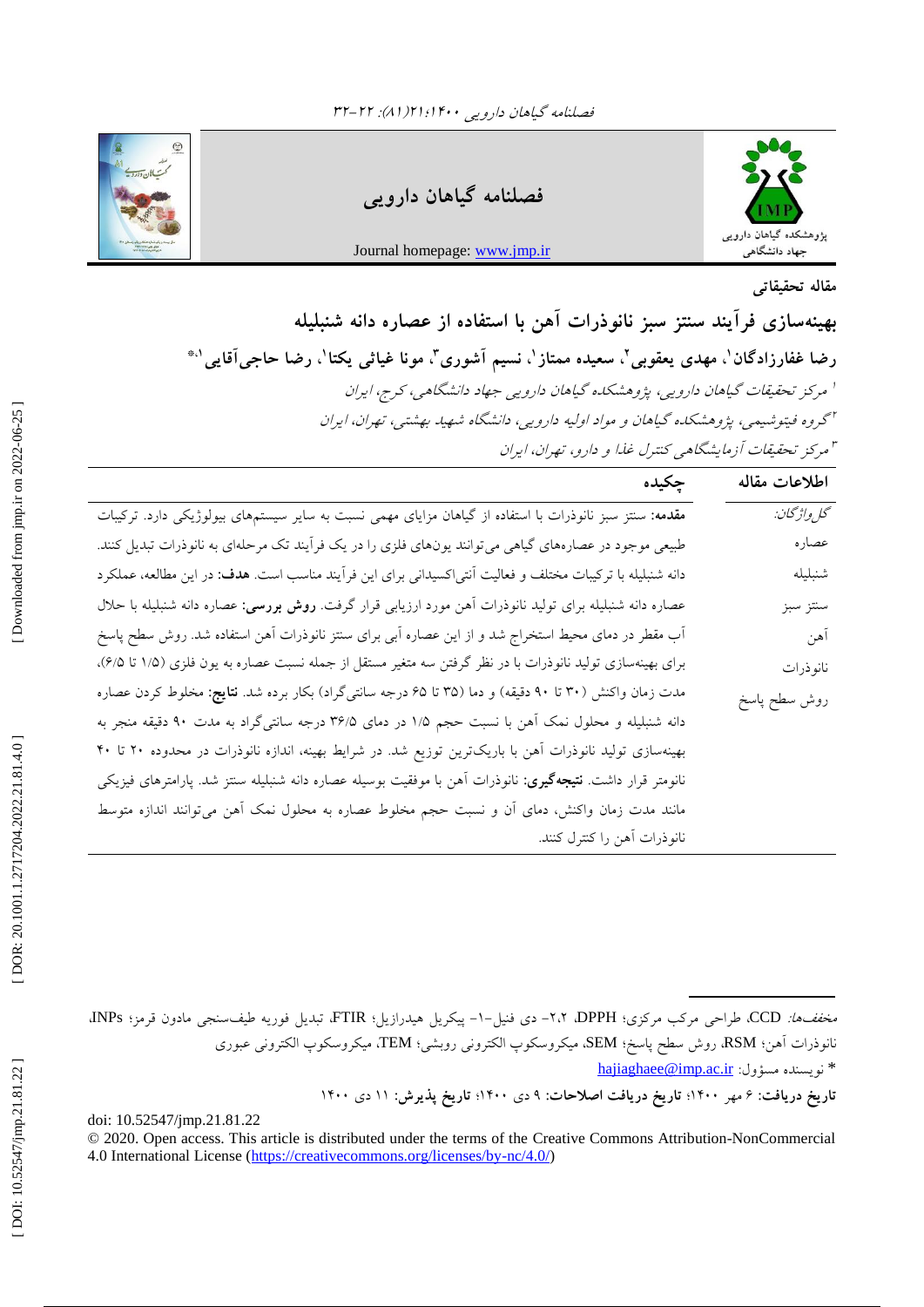فصلنامه گیاهان دارویی

Journal homepage: www.jmp.ir

پژوهشکده گیاهان دارویی جهاد دانشگاهی

**مقاله تحقیقاتی**

# بهینه‌سازی فرآیند سنتز سبز نانوذرات آهن با استفاده از عصاره دانه شنبلیله

**رضا غفارزادگان[1]، مهدی یعقوبی[2]، سعیده ممتاز[1]، نسیم آشوری[3]، مونا غیائی یکتا[1]، رضا حاجی‌آقایی[1،*]**

[1] مرکز تحقیقات گیاهان دارویی، پژوهشکده گیاهان دارویی جهاد دانشگاهی، کرج، ایران

[2] گروه فیتوشیمی، پژوهشکده گیاهان و مواد اولیه دارویی، دانشگاه شهید بهشتی، تهران، ایران

[3] مرکز تحقیقات آزمایشگاهی کنترل غذا و دارو، تهران، ایران

| اطلاعات مقاله | چکیده |
|---|---|
| *گل‌واژگان:* عصاره، شنبلیله، سنتز سبز، آهن، نانوذرات، روش سطح پاسخ | **مقدمه:** سنتز سبز نانوذرات با استفاده از گیاهان مزایای مهمی نسبت به سایر سیستم‌های بیولوژیکی دارد. ترکیبات طبیعی موجود در عصاره‌های گیاهی می‌توانند یون‌های فلزی را در یک فرآیند تک مرحله‌ای به نانوذرات تبدیل کنند. دانه شنبلیله با ترکیبات مختلف و فعالیت آنتی‌اکسیدانی برای این فرآیند مناسب است. **هدف:** در این مطالعه، عملکرد عصاره دانه شنبلیله برای تولید نانوذرات آهن مورد ارزیابی قرار گرفت. **روش بررسی:** عصاره دانه شنبلیله با حلال آب مقطر در دمای محیط استخراج شد و از این عصاره آبی برای سنتز نانوذرات آهن استفاده شد. روش سطح پاسخ برای بهینه‌سازی تولید نانوذرات با در نظر گرفتن سه متغیر مستقل از جمله نسبت عصاره به یون فلزی (۱/۵ تا ۶/۵)، مدت زمان واکنش (۳۰ تا ۹۰ دقیقه) و دما (۳۵ تا ۶۵ درجه سانتی‌گراد) بکار برده شد. **نتایج:** مخلوط کردن عصاره دانه شنبلیله و محلول نمک آهن با نسبت حجم ۱/۵ در دمای ۳۶/۵ درجه سانتی‌گراد به مدت ۹۰ دقیقه منجر به بهینه‌سازی تولید نانوذرات آهن با باریک‌ترین توزیع شد. در شرایط بهینه، اندازه نانوذرات در محدوده ۲۰ تا ۴۰ نانومتر قرار داشت. **نتیجه‌گیری:** نانوذرات آهن با موفقیت بوسیله عصاره دانه شنبلیله سنتز شد. پارامترهای فیزیکی مانند مدت زمان واکنش، دمای آن و نسبت حجم مخلوط عصاره به محلول نمک آهن می‌توانند اندازه متوسط نانوذرات آهن را کنترل کنند. |

*مخفف‌ها:* CCD، طراحی مرکب مرکزی؛ DPPH، ۲،۲- دی فنیل-۱- پیکریل هیدرازیل؛ FTIR، تبدیل فوریه طیف‌سنجی مادون قرمز؛ INPs، نانوذرات آهن؛ RSM، روش سطح پاسخ؛ SEM، میکروسکوپ الکترونی روبشی؛ TEM، میکروسکوپ الکترونی عبوری

* نویسنده مسؤول: hajiaghaee@imp.ac.ir

**تاریخ دریافت:** ۶ مهر ۱۴۰۰؛ **تاریخ دریافت اصلاحات:** ۹ دی ۱۴۰۰؛ **تاریخ پذیرش:** ۱۱ دی ۱۴۰۰

doi: 10.52547/jmp.21.81.22

© 2020. Open access. This article is distributed under the terms of the Creative Commons Attribution-NonCommercial 4.0 International License (https://creativecommons.org/licenses/by-nc/4.0/)